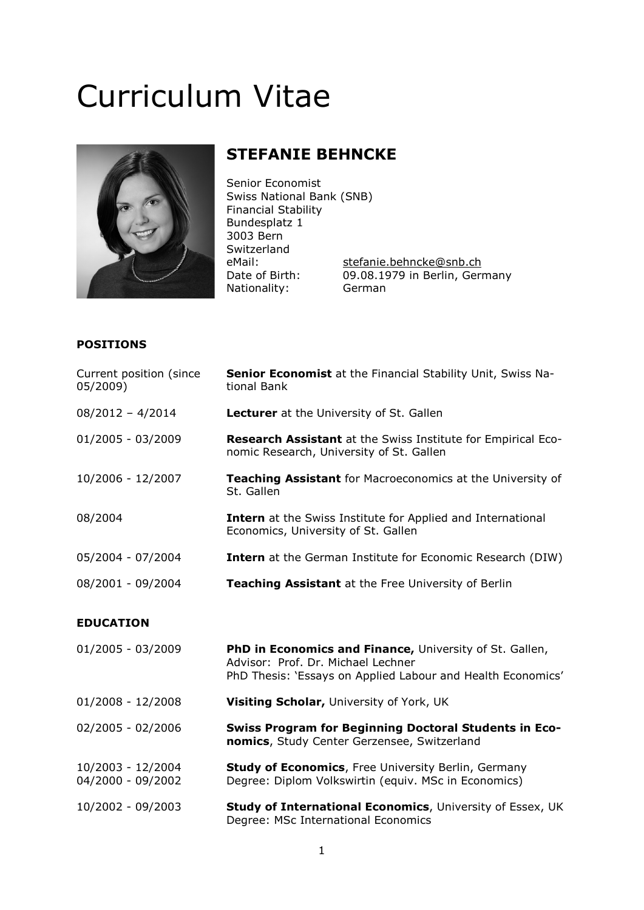# Curriculum Vitae

## STEFANIE BEHNCKE

Senior Economist
Swiss National Bank (SNB)
Financial Stability
Bundesplatz 1
3003 Bern
Switzerland

eMail: stefanie.behncke@snb.ch
Date of Birth: 09.08.1979 in Berlin, Germany
Nationality: German

**POSITIONS**

| | |
|---|---|
| Current position (since 05/2009) | **Senior Economist** at the Financial Stability Unit, Swiss National Bank |
| 08/2012 – 4/2014 | **Lecturer** at the University of St. Gallen |
| 01/2005 - 03/2009 | **Research Assistant** at the Swiss Institute for Empirical Economic Research, University of St. Gallen |
| 10/2006 - 12/2007 | **Teaching Assistant** for Macroeconomics at the University of St. Gallen |
| 08/2004 | **Intern** at the Swiss Institute for Applied and International Economics, University of St. Gallen |
| 05/2004 - 07/2004 | **Intern** at the German Institute for Economic Research (DIW) |
| 08/2001 - 09/2004 | **Teaching Assistant** at the Free University of Berlin |

**EDUCATION**

| | |
|---|---|
| 01/2005 - 03/2009 | **PhD in Economics and Finance,** University of St. Gallen, Advisor: Prof. Dr. Michael Lechner<br>PhD Thesis: 'Essays on Applied Labour and Health Economics' |
| 01/2008 - 12/2008 | **Visiting Scholar,** University of York, UK |
| 02/2005 - 02/2006 | **Swiss Program for Beginning Doctoral Students in Economics**, Study Center Gerzensee, Switzerland |
| 10/2003 - 12/2004<br>04/2000 - 09/2002 | **Study of Economics**, Free University Berlin, Germany<br>Degree: Diplom Volkswirtin (equiv. MSc in Economics) |
| 10/2002 - 09/2003 | **Study of International Economics**, University of Essex, UK<br>Degree: MSc International Economics |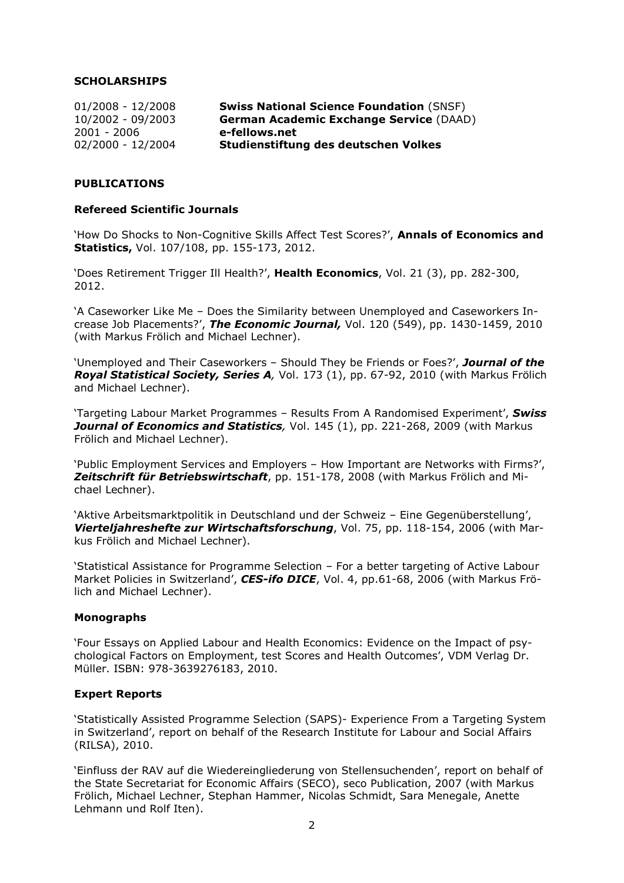## SCHOLARSHIPS

| | |
|---|---|
| 01/2008 - 12/2008 | **Swiss National Science Foundation** (SNSF) |
| 10/2002 - 09/2003 | **German Academic Exchange Service** (DAAD) |
| 2001 - 2006 | **e-fellows.net** |
| 02/2000 - 12/2004 | **Studienstiftung des deutschen Volkes** |

## PUBLICATIONS

### Refereed Scientific Journals

'How Do Shocks to Non-Cognitive Skills Affect Test Scores?', **Annals of Economics and Statistics,** Vol. 107/108, pp. 155-173, 2012.

'Does Retirement Trigger Ill Health?', **Health Economics**, Vol. 21 (3), pp. 282-300, 2012.

'A Caseworker Like Me – Does the Similarity between Unemployed and Caseworkers Increase Job Placements?', ***The Economic Journal,*** Vol. 120 (549), pp. 1430-1459, 2010 (with Markus Frölich and Michael Lechner).

'Unemployed and Their Caseworkers – Should They be Friends or Foes?', ***Journal of the Royal Statistical Society, Series A**,* Vol. 173 (1), pp. 67-92, 2010 (with Markus Frölich and Michael Lechner).

'Targeting Labour Market Programmes – Results From A Randomised Experiment', ***Swiss Journal of Economics and Statistics**,* Vol. 145 (1), pp. 221-268, 2009 (with Markus Frölich and Michael Lechner).

'Public Employment Services and Employers – How Important are Networks with Firms?', ***Zeitschrift für Betriebswirtschaft***, pp. 151-178, 2008 (with Markus Frölich and Michael Lechner).

'Aktive Arbeitsmarktpolitik in Deutschland und der Schweiz – Eine Gegenüberstellung', ***Vierteljahreshefte zur Wirtschaftsforschung***, Vol. 75, pp. 118-154, 2006 (with Markus Frölich and Michael Lechner).

'Statistical Assistance for Programme Selection – For a better targeting of Active Labour Market Policies in Switzerland', ***CES-ifo DICE***, Vol. 4, pp.61-68, 2006 (with Markus Frölich and Michael Lechner).

### Monographs

'Four Essays on Applied Labour and Health Economics: Evidence on the Impact of psychological Factors on Employment, test Scores and Health Outcomes', VDM Verlag Dr. Müller. ISBN: 978-3639276183, 2010.

### Expert Reports

'Statistically Assisted Programme Selection (SAPS)- Experience From a Targeting System in Switzerland', report on behalf of the Research Institute for Labour and Social Affairs (RILSA), 2010.

'Einfluss der RAV auf die Wiedereingliederung von Stellensuchenden', report on behalf of the State Secretariat for Economic Affairs (SECO), seco Publication, 2007 (with Markus Frölich, Michael Lechner, Stephan Hammer, Nicolas Schmidt, Sara Menegale, Anette Lehmann und Rolf Iten).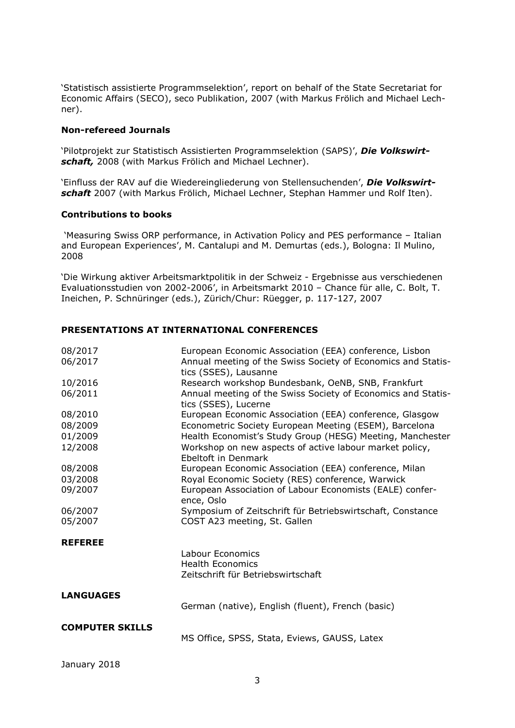'Statistisch assistierte Programmselektion', report on behalf of the State Secretariat for Economic Affairs (SECO), seco Publikation, 2007 (with Markus Frölich and Michael Lechner).

**Non-refereed Journals**

'Pilotprojekt zur Statistisch Assistierten Programmselektion (SAPS)', ***Die Volkswirtschaft,*** 2008 (with Markus Frölich and Michael Lechner).

'Einfluss der RAV auf die Wiedereingliederung von Stellensuchenden', ***Die Volkswirtschaft*** 2007 (with Markus Frölich, Michael Lechner, Stephan Hammer und Rolf Iten).

**Contributions to books**

'Measuring Swiss ORP performance, in Activation Policy and PES performance – Italian and European Experiences', M. Cantalupi and M. Demurtas (eds.), Bologna: Il Mulino, 2008

'Die Wirkung aktiver Arbeitsmarktpolitik in der Schweiz - Ergebnisse aus verschiedenen Evaluationsstudien von 2002-2006', in Arbeitsmarkt 2010 – Chance für alle, C. Bolt, T. Ineichen, P. Schnüringer (eds.), Zürich/Chur: Rüegger, p. 117-127, 2007

## PRESENTATIONS AT INTERNATIONAL CONFERENCES

| | |
|---|---|
| 08/2017 | European Economic Association (EEA) conference, Lisbon |
| 06/2017 | Annual meeting of the Swiss Society of Economics and Statistics (SSES), Lausanne |
| 10/2016 | Research workshop Bundesbank, OeNB, SNB, Frankfurt |
| 06/2011 | Annual meeting of the Swiss Society of Economics and Statistics (SSES), Lucerne |
| 08/2010 | European Economic Association (EEA) conference, Glasgow |
| 08/2009 | Econometric Society European Meeting (ESEM), Barcelona |
| 01/2009 | Health Economist's Study Group (HESG) Meeting, Manchester |
| 12/2008 | Workshop on new aspects of active labour market policy, Ebeltoft in Denmark |
| 08/2008 | European Economic Association (EEA) conference, Milan |
| 03/2008 | Royal Economic Society (RES) conference, Warwick |
| 09/2007 | European Association of Labour Economists (EALE) conference, Oslo |
| 06/2007 | Symposium of Zeitschrift für Betriebswirtschaft, Constance |
| 05/2007 | COST A23 meeting, St. Gallen |

**REFEREE**

Labour Economics
Health Economics
Zeitschrift für Betriebswirtschaft

**LANGUAGES**

German (native), English (fluent), French (basic)

**COMPUTER SKILLS**

MS Office, SPSS, Stata, Eviews, GAUSS, Latex

January 2018